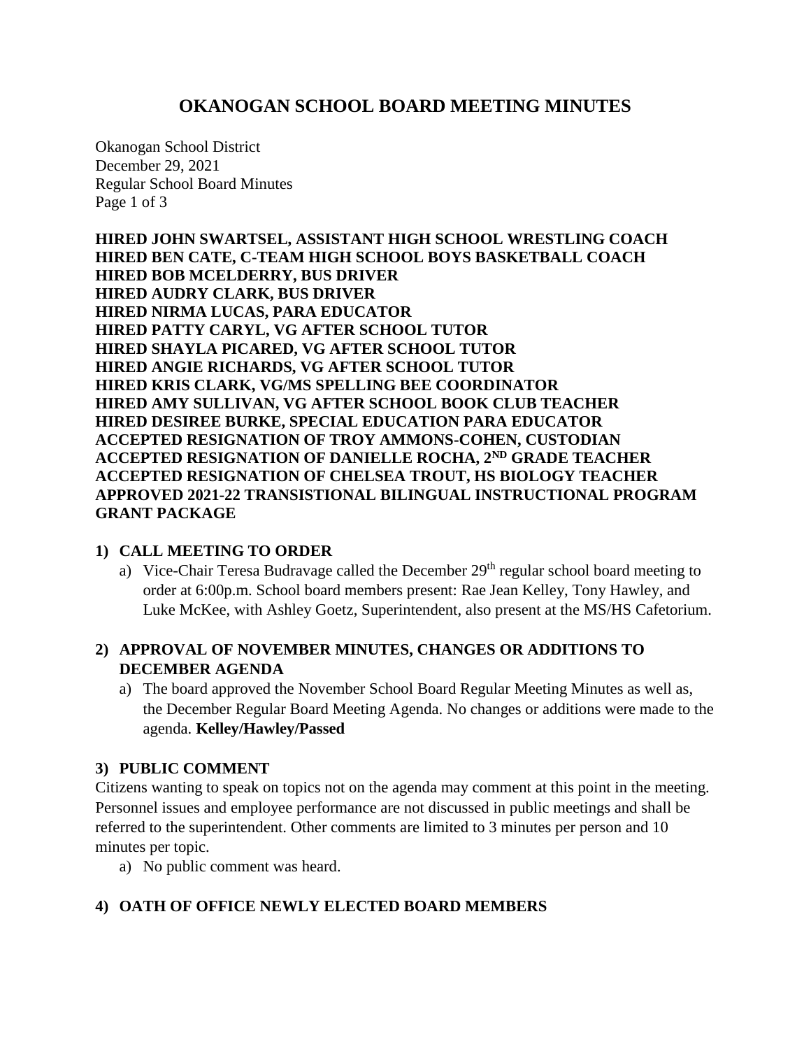# OKANOGAN SCHOOL BOARD MEETING MINUTES

Okanogan School District
December 29, 2021
Regular School Board Minutes

**HIRED JOHN SWARTSEL, ASSISTANT HIGH SCHOOL WRESTLING COACH**
**HIRED BEN CATE, C-TEAM HIGH SCHOOL BOYS BASKETBALL COACH**
**HIRED BOB MCELDERRY, BUS DRIVER**
**HIRED AUDRY CLARK, BUS DRIVER**
**HIRED NIRMA LUCAS, PARA EDUCATOR**
**HIRED PATTY CARYL, VG AFTER SCHOOL TUTOR**
**HIRED SHAYLA PICARED, VG AFTER SCHOOL TUTOR**
**HIRED ANGIE RICHARDS, VG AFTER SCHOOL TUTOR**
**HIRED KRIS CLARK, VG/MS SPELLING BEE COORDINATOR**
**HIRED AMY SULLIVAN, VG AFTER SCHOOL BOOK CLUB TEACHER**
**HIRED DESIREE BURKE, SPECIAL EDUCATION PARA EDUCATOR**
**ACCEPTED RESIGNATION OF TROY AMMONS-COHEN, CUSTODIAN**
**ACCEPTED RESIGNATION OF DANIELLE ROCHA, 2ND GRADE TEACHER**
**ACCEPTED RESIGNATION OF CHELSEA TROUT, HS BIOLOGY TEACHER**
**APPROVED 2021-22 TRANSISTIONAL BILINGUAL INSTRUCTIONAL PROGRAM GRANT PACKAGE**

## 1) CALL MEETING TO ORDER

a) Vice-Chair Teresa Budravage called the December 29th regular school board meeting to order at 6:00p.m. School board members present: Rae Jean Kelley, Tony Hawley, and Luke McKee, with Ashley Goetz, Superintendent, also present at the MS/HS Cafetorium.

## 2) APPROVAL OF NOVEMBER MINUTES, CHANGES OR ADDITIONS TO DECEMBER AGENDA

a) The board approved the November School Board Regular Meeting Minutes as well as, the December Regular Board Meeting Agenda. No changes or additions were made to the agenda. **Kelley/Hawley/Passed**

## 3) PUBLIC COMMENT

Citizens wanting to speak on topics not on the agenda may comment at this point in the meeting. Personnel issues and employee performance are not discussed in public meetings and shall be referred to the superintendent. Other comments are limited to 3 minutes per person and 10 minutes per topic.

a) No public comment was heard.

## 4) OATH OF OFFICE NEWLY ELECTED BOARD MEMBERS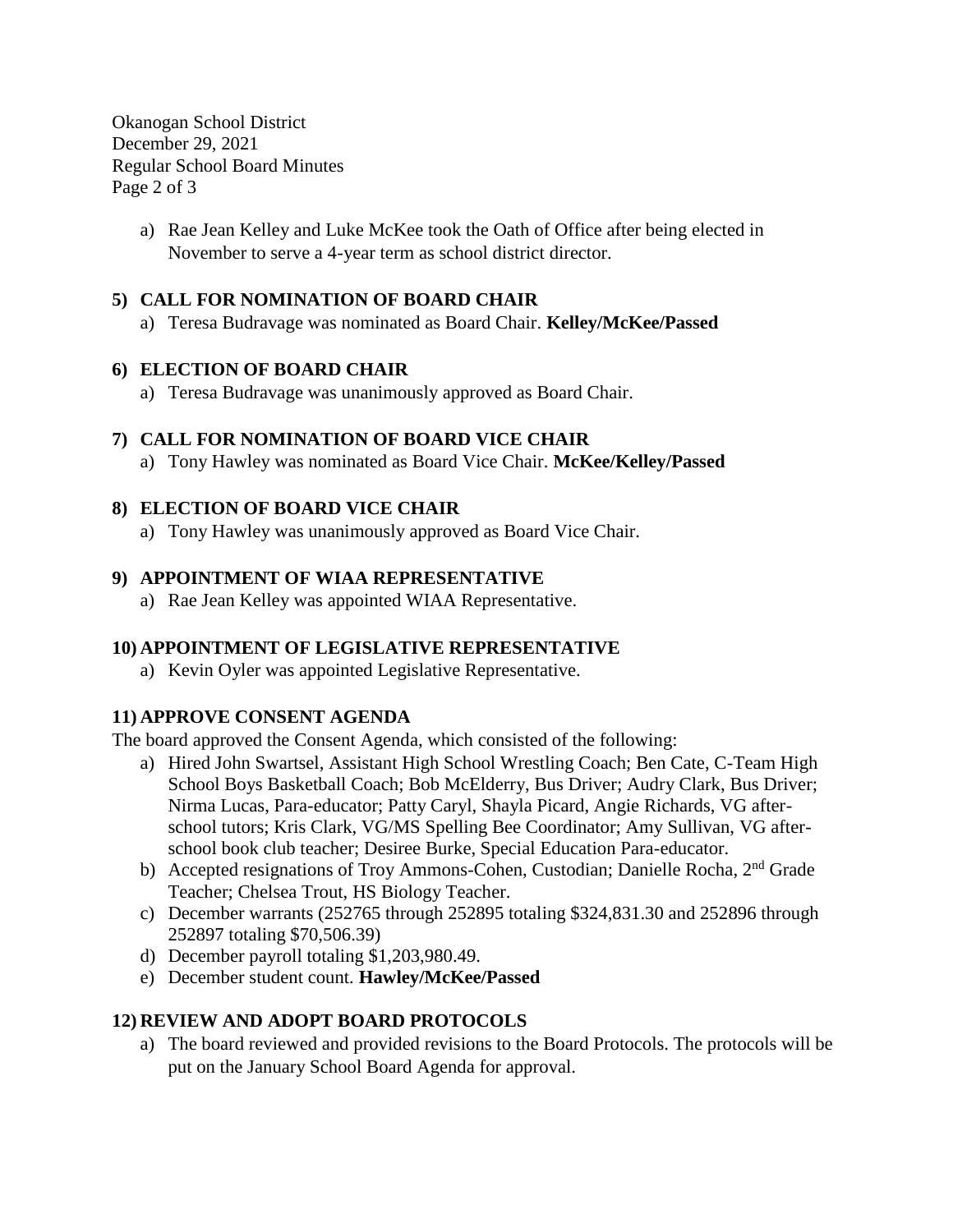a) Rae Jean Kelley and Luke McKee took the Oath of Office after being elected in November to serve a 4-year term as school district director.

## 5) CALL FOR NOMINATION OF BOARD CHAIR

a) Teresa Budravage was nominated as Board Chair. **Kelley/McKee/Passed**

## 6) ELECTION OF BOARD CHAIR

a) Teresa Budravage was unanimously approved as Board Chair.

## 7) CALL FOR NOMINATION OF BOARD VICE CHAIR

a) Tony Hawley was nominated as Board Vice Chair. **McKee/Kelley/Passed**

## 8) ELECTION OF BOARD VICE CHAIR

a) Tony Hawley was unanimously approved as Board Vice Chair.

## 9) APPOINTMENT OF WIAA REPRESENTATIVE

a) Rae Jean Kelley was appointed WIAA Representative.

## 10) APPOINTMENT OF LEGISLATIVE REPRESENTATIVE

a) Kevin Oyler was appointed Legislative Representative.

## 11) APPROVE CONSENT AGENDA

The board approved the Consent Agenda, which consisted of the following:

a) Hired John Swartsel, Assistant High School Wrestling Coach; Ben Cate, C-Team High School Boys Basketball Coach; Bob McElderry, Bus Driver; Audry Clark, Bus Driver; Nirma Lucas, Para-educator; Patty Caryl, Shayla Picard, Angie Richards, VG after-school tutors; Kris Clark, VG/MS Spelling Bee Coordinator; Amy Sullivan, VG after-school book club teacher; Desiree Burke, Special Education Para-educator.
b) Accepted resignations of Troy Ammons-Cohen, Custodian; Danielle Rocha, 2nd Grade Teacher; Chelsea Trout, HS Biology Teacher.
c) December warrants (252765 through 252895 totaling $324,831.30 and 252896 through 252897 totaling $70,506.39)
d) December payroll totaling $1,203,980.49.
e) December student count. **Hawley/McKee/Passed**

## 12) REVIEW AND ADOPT BOARD PROTOCOLS

a) The board reviewed and provided revisions to the Board Protocols. The protocols will be put on the January School Board Agenda for approval.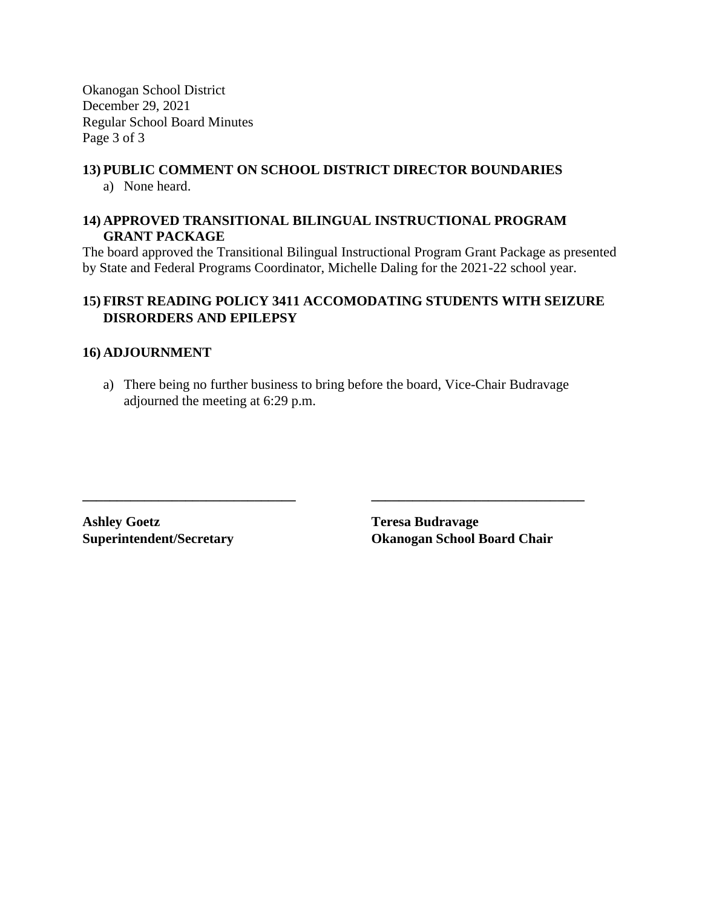## 13) PUBLIC COMMENT ON SCHOOL DISTRICT DIRECTOR BOUNDARIES

a) None heard.

## 14) APPROVED TRANSITIONAL BILINGUAL INSTRUCTIONAL PROGRAM GRANT PACKAGE

The board approved the Transitional Bilingual Instructional Program Grant Package as presented by State and Federal Programs Coordinator, Michelle Daling for the 2021-22 school year.

## 15) FIRST READING POLICY 3411 ACCOMODATING STUDENTS WITH SEIZURE DISRORDERS AND EPILEPSY

## 16) ADJOURNMENT

a) There being no further business to bring before the board, Vice-Chair Budravage adjourned the meeting at 6:29 p.m.

| | |
|---|---|
| ______________________________ | ______________________________ |
| **Ashley Goetz** | **Teresa Budravage** |
| **Superintendent/Secretary** | **Okanogan School Board Chair** |